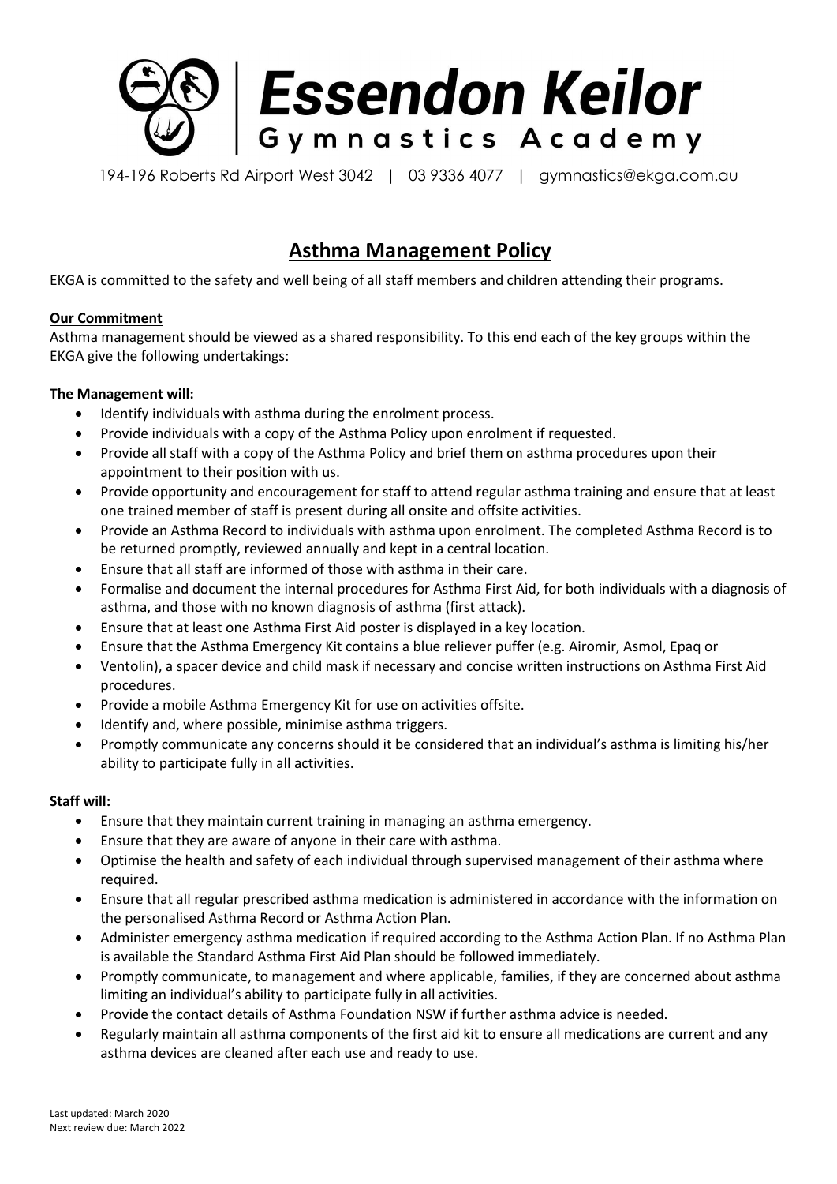# Essendon Keilor Gymnastics Academy

194-196 Roberts Rd Airport West 3042 | 03 9336 4077 | gymnastics@ekga.com.au

## Asthma Management Policy

EKGA is committed to the safety and well being of all staff members and children attending their programs.

**Our Commitment**

Asthma management should be viewed as a shared responsibility. To this end each of the key groups within the EKGA give the following undertakings:

**The Management will:**

- Identify individuals with asthma during the enrolment process.
- Provide individuals with a copy of the Asthma Policy upon enrolment if requested.
- Provide all staff with a copy of the Asthma Policy and brief them on asthma procedures upon their appointment to their position with us.
- Provide opportunity and encouragement for staff to attend regular asthma training and ensure that at least one trained member of staff is present during all onsite and offsite activities.
- Provide an Asthma Record to individuals with asthma upon enrolment. The completed Asthma Record is to be returned promptly, reviewed annually and kept in a central location.
- Ensure that all staff are informed of those with asthma in their care.
- Formalise and document the internal procedures for Asthma First Aid, for both individuals with a diagnosis of asthma, and those with no known diagnosis of asthma (first attack).
- Ensure that at least one Asthma First Aid poster is displayed in a key location.
- Ensure that the Asthma Emergency Kit contains a blue reliever puffer (e.g. Airomir, Asmol, Epaq or
- Ventolin), a spacer device and child mask if necessary and concise written instructions on Asthma First Aid procedures.
- Provide a mobile Asthma Emergency Kit for use on activities offsite.
- Identify and, where possible, minimise asthma triggers.
- Promptly communicate any concerns should it be considered that an individual's asthma is limiting his/her ability to participate fully in all activities.

**Staff will:**

- Ensure that they maintain current training in managing an asthma emergency.
- Ensure that they are aware of anyone in their care with asthma.
- Optimise the health and safety of each individual through supervised management of their asthma where required.
- Ensure that all regular prescribed asthma medication is administered in accordance with the information on the personalised Asthma Record or Asthma Action Plan.
- Administer emergency asthma medication if required according to the Asthma Action Plan. If no Asthma Plan is available the Standard Asthma First Aid Plan should be followed immediately.
- Promptly communicate, to management and where applicable, families, if they are concerned about asthma limiting an individual's ability to participate fully in all activities.
- Provide the contact details of Asthma Foundation NSW if further asthma advice is needed.
- Regularly maintain all asthma components of the first aid kit to ensure all medications are current and any asthma devices are cleaned after each use and ready to use.

Last updated: March 2020
Next review due: March 2022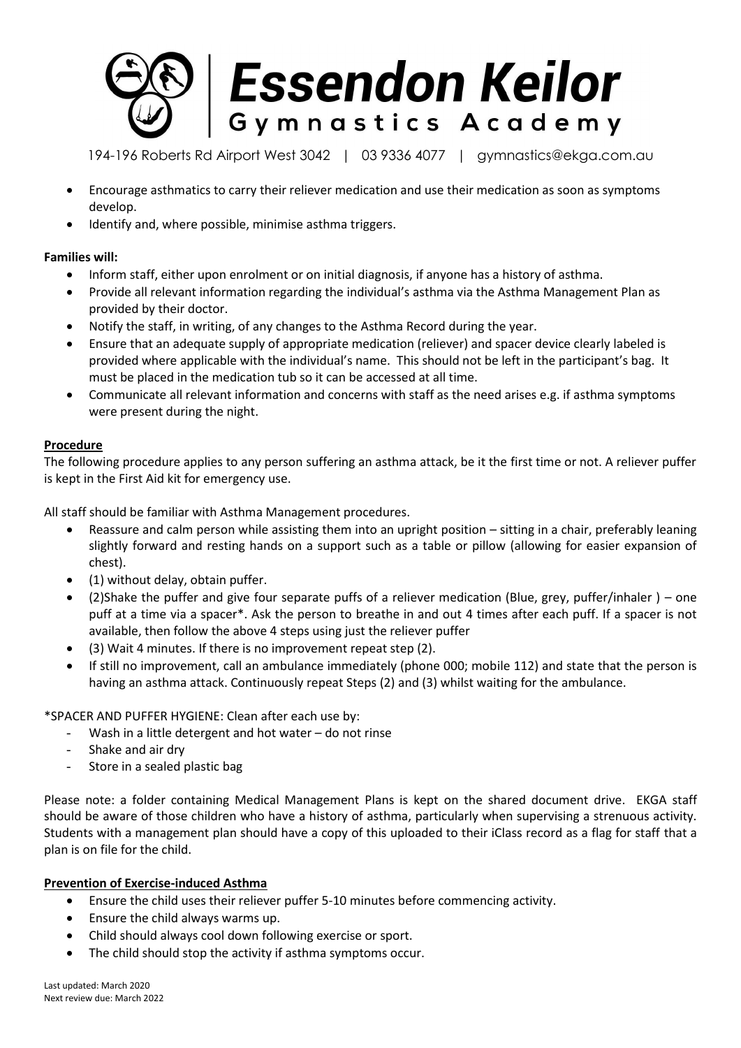- Encourage asthmatics to carry their reliever medication and use their medication as soon as symptoms develop.
- Identify and, where possible, minimise asthma triggers.

**Families will:**

- Inform staff, either upon enrolment or on initial diagnosis, if anyone has a history of asthma.
- Provide all relevant information regarding the individual's asthma via the Asthma Management Plan as provided by their doctor.
- Notify the staff, in writing, of any changes to the Asthma Record during the year.
- Ensure that an adequate supply of appropriate medication (reliever) and spacer device clearly labeled is provided where applicable with the individual's name. This should not be left in the participant's bag. It must be placed in the medication tub so it can be accessed at all time.
- Communicate all relevant information and concerns with staff as the need arises e.g. if asthma symptoms were present during the night.

**Procedure**

The following procedure applies to any person suffering an asthma attack, be it the first time or not. A reliever puffer is kept in the First Aid kit for emergency use.

All staff should be familiar with Asthma Management procedures.

- Reassure and calm person while assisting them into an upright position – sitting in a chair, preferably leaning slightly forward and resting hands on a support such as a table or pillow (allowing for easier expansion of chest).
- (1) without delay, obtain puffer.
- (2)Shake the puffer and give four separate puffs of a reliever medication (Blue, grey, puffer/inhaler ) – one puff at a time via a spacer*. Ask the person to breathe in and out 4 times after each puff. If a spacer is not available, then follow the above 4 steps using just the reliever puffer
- (3) Wait 4 minutes. If there is no improvement repeat step (2).
- If still no improvement, call an ambulance immediately (phone 000; mobile 112) and state that the person is having an asthma attack. Continuously repeat Steps (2) and (3) whilst waiting for the ambulance.

*SPACER AND PUFFER HYGIENE: Clean after each use by:

- Wash in a little detergent and hot water – do not rinse
- Shake and air dry
- Store in a sealed plastic bag

Please note: a folder containing Medical Management Plans is kept on the shared document drive. EKGA staff should be aware of those children who have a history of asthma, particularly when supervising a strenuous activity. Students with a management plan should have a copy of this uploaded to their iClass record as a flag for staff that a plan is on file for the child.

**Prevention of Exercise-induced Asthma**

- Ensure the child uses their reliever puffer 5-10 minutes before commencing activity.
- Ensure the child always warms up.
- Child should always cool down following exercise or sport.
- The child should stop the activity if asthma symptoms occur.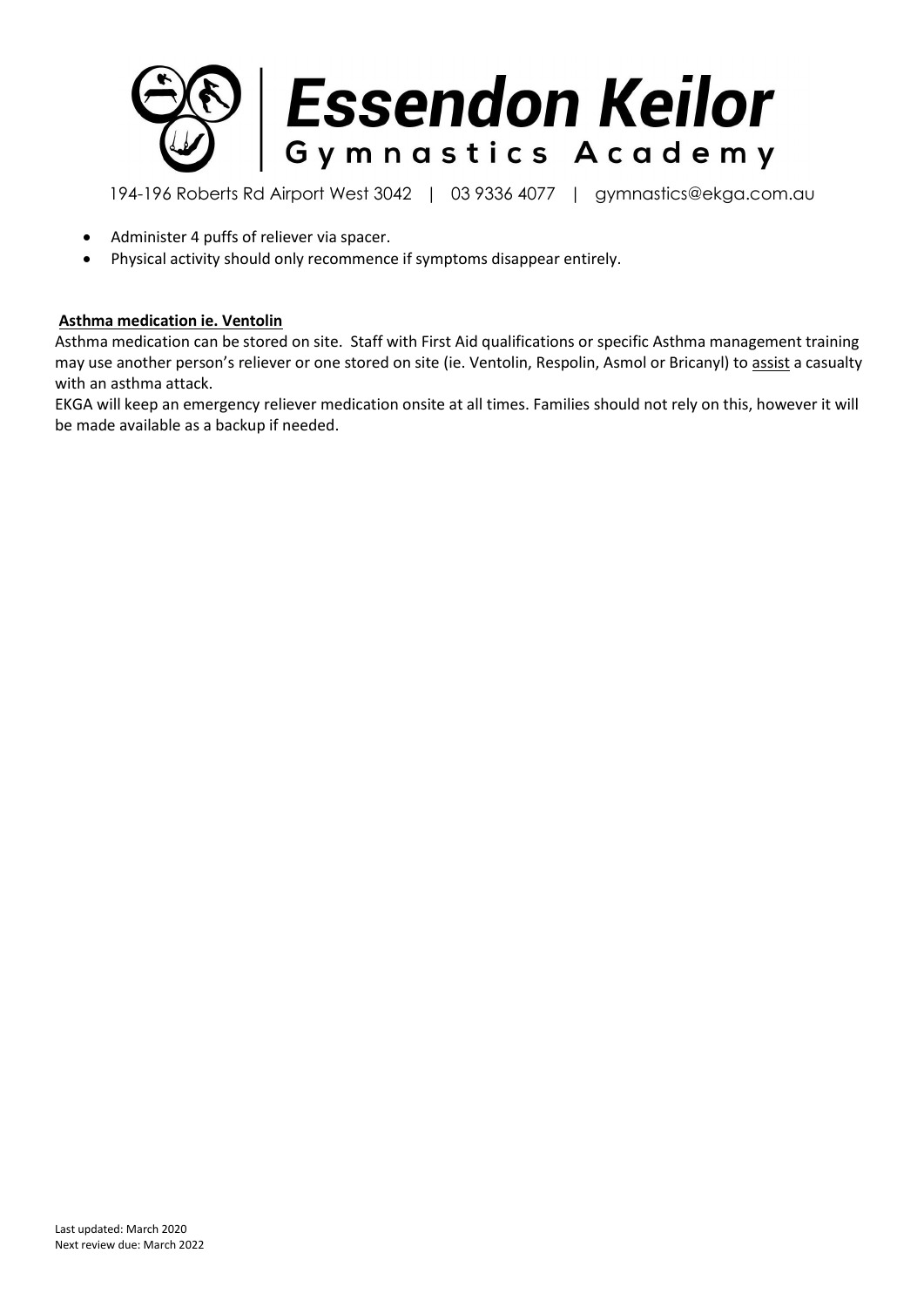- Administer 4 puffs of reliever via spacer.
- Physical activity should only recommence if symptoms disappear entirely.

**Asthma medication ie. Ventolin**

Asthma medication can be stored on site. Staff with First Aid qualifications or specific Asthma management training may use another person's reliever or one stored on site (ie. Ventolin, Respolin, Asmol or Bricanyl) to assist a casualty with an asthma attack.

EKGA will keep an emergency reliever medication onsite at all times. Families should not rely on this, however it will be made available as a backup if needed.

Last updated: March 2020
Next review due: March 2022